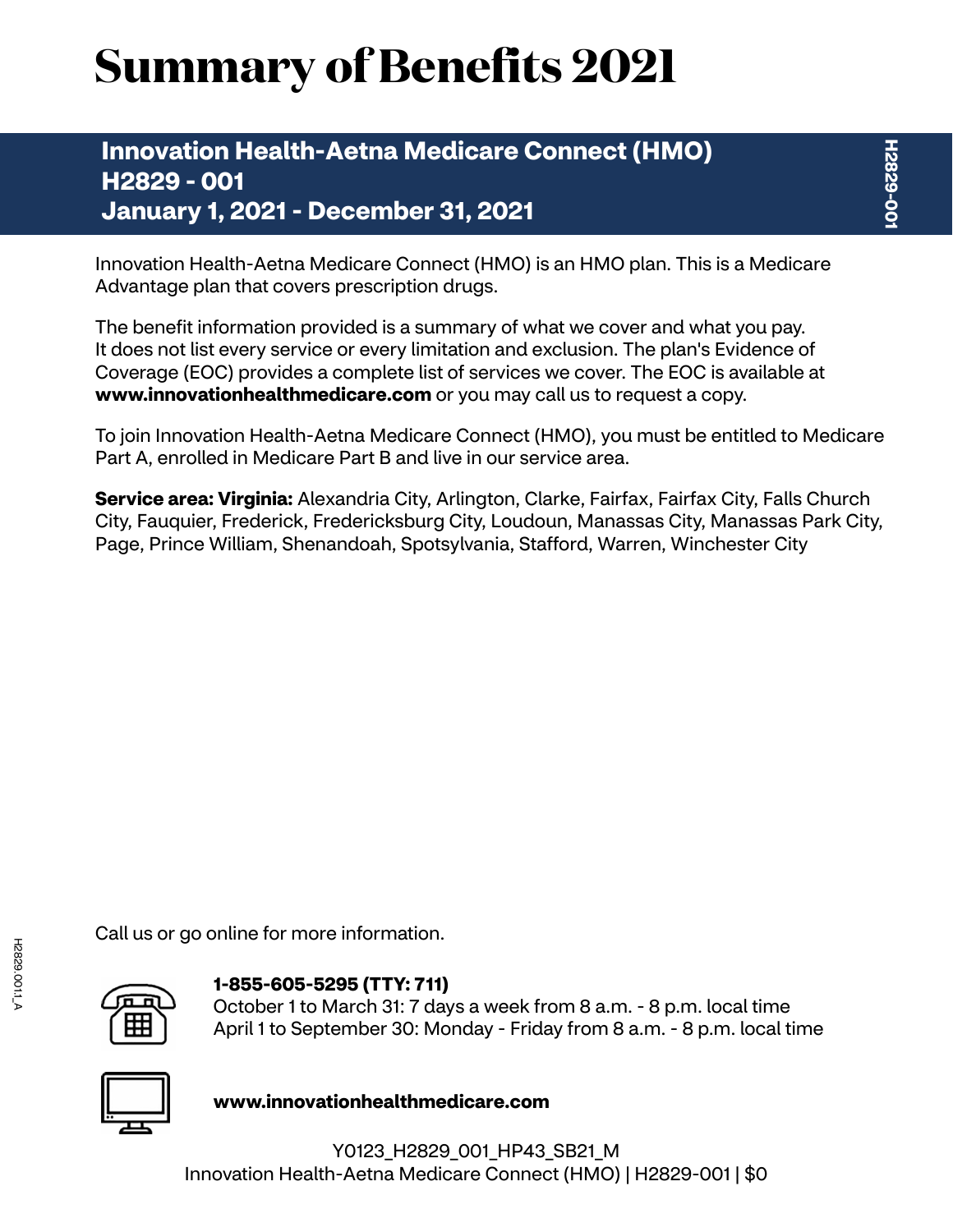# Summary of Benefits 2021

## Innovation Health-Aetna Medicare Connect (HMO)
## H2829 - 001
## January 1, 2021 - December 31, 2021

Innovation Health-Aetna Medicare Connect (HMO) is an HMO plan. This is a Medicare Advantage plan that covers prescription drugs.

The benefit information provided is a summary of what we cover and what you pay. It does not list every service or every limitation and exclusion. The plan's Evidence of Coverage (EOC) provides a complete list of services we cover. The EOC is available at **www.innovationhealthmedicare.com** or you may call us to request a copy.

To join Innovation Health-Aetna Medicare Connect (HMO), you must be entitled to Medicare Part A, enrolled in Medicare Part B and live in our service area.

**Service area: Virginia:** Alexandria City, Arlington, Clarke, Fairfax, Fairfax City, Falls Church City, Fauquier, Frederick, Fredericksburg City, Loudoun, Manassas City, Manassas Park City, Page, Prince William, Shenandoah, Spotsylvania, Stafford, Warren, Winchester City

Call us or go online for more information.

**1-855-605-5295 (TTY: 711)**
October 1 to March 31: 7 days a week from 8 a.m. - 8 p.m. local time
April 1 to September 30: Monday - Friday from 8 a.m. - 8 p.m. local time

**www.innovationhealthmedicare.com**

Y0123_H2829_001_HP43_SB21_M
Innovation Health-Aetna Medicare Connect (HMO) | H2829-001 | $0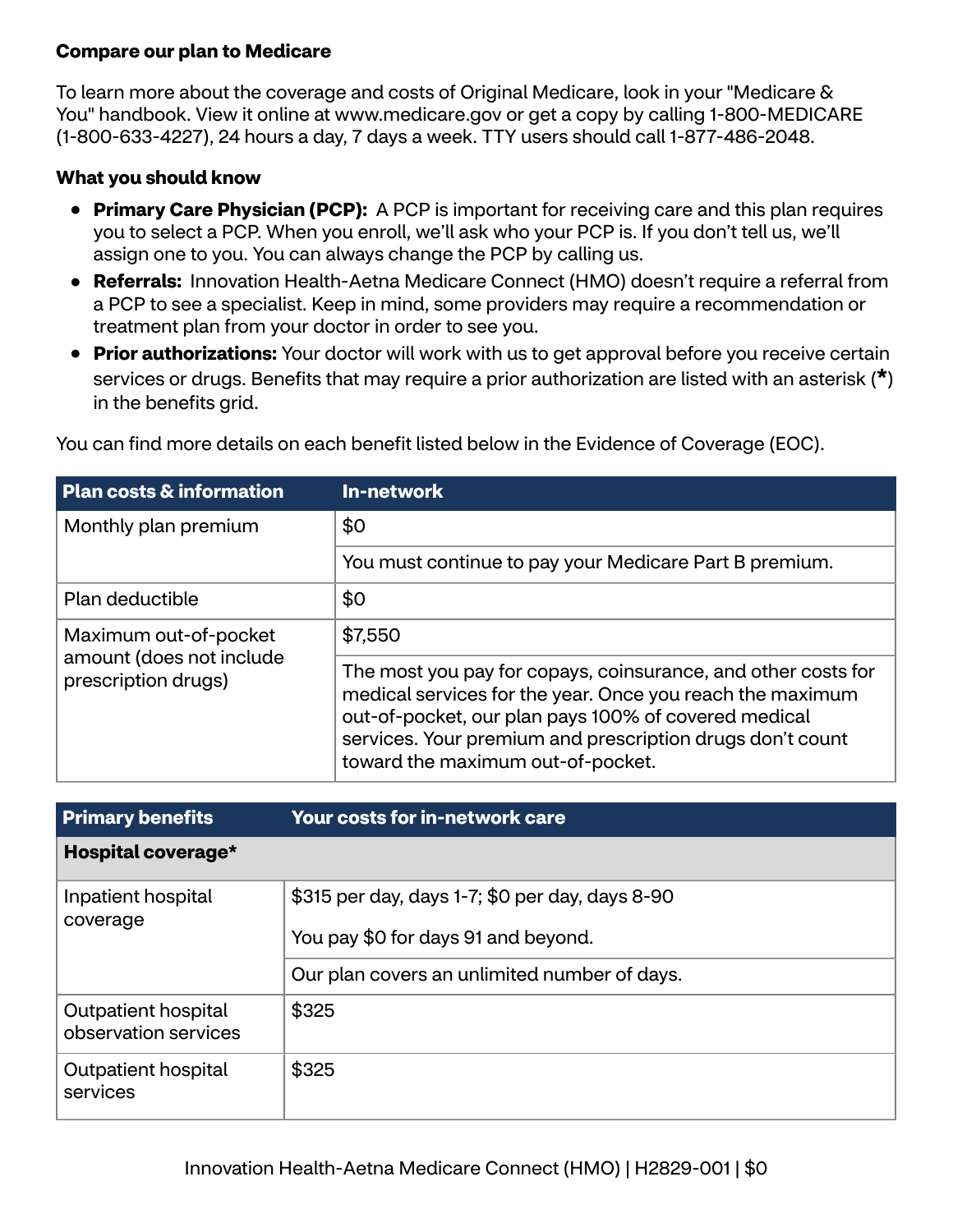**Compare our plan to Medicare**

To learn more about the coverage and costs of Original Medicare, look in your "Medicare & You" handbook. View it online at www.medicare.gov or get a copy by calling 1-800-MEDICARE (1-800-633-4227), 24 hours a day, 7 days a week. TTY users should call 1-877-486-2048.

**What you should know**

- **Primary Care Physician (PCP):** A PCP is important for receiving care and this plan requires you to select a PCP. When you enroll, we'll ask who your PCP is. If you don't tell us, we'll assign one to you. You can always change the PCP by calling us.
- **Referrals:** Innovation Health-Aetna Medicare Connect (HMO) doesn't require a referral from a PCP to see a specialist. Keep in mind, some providers may require a recommendation or treatment plan from your doctor in order to see you.
- **Prior authorizations:** Your doctor will work with us to get approval before you receive certain services or drugs. Benefits that may require a prior authorization are listed with an asterisk (*) in the benefits grid.

You can find more details on each benefit listed below in the Evidence of Coverage (EOC).

| Plan costs & information | In-network |
|---|---|
| Monthly plan premium | $0<br>You must continue to pay your Medicare Part B premium. |
| Plan deductible | $0 |
| Maximum out-of-pocket amount (does not include prescription drugs) | $7,550<br>The most you pay for copays, coinsurance, and other costs for medical services for the year. Once you reach the maximum out-of-pocket, our plan pays 100% of covered medical services. Your premium and prescription drugs don't count toward the maximum out-of-pocket. |

| Primary benefits | Your costs for in-network care |
|---|---|
| **Hospital coverage*** | |
| Inpatient hospital coverage | $315 per day, days 1-7; $0 per day, days 8-90<br>You pay $0 for days 91 and beyond.<br>Our plan covers an unlimited number of days. |
| Outpatient hospital observation services | $325 |
| Outpatient hospital services | $325 |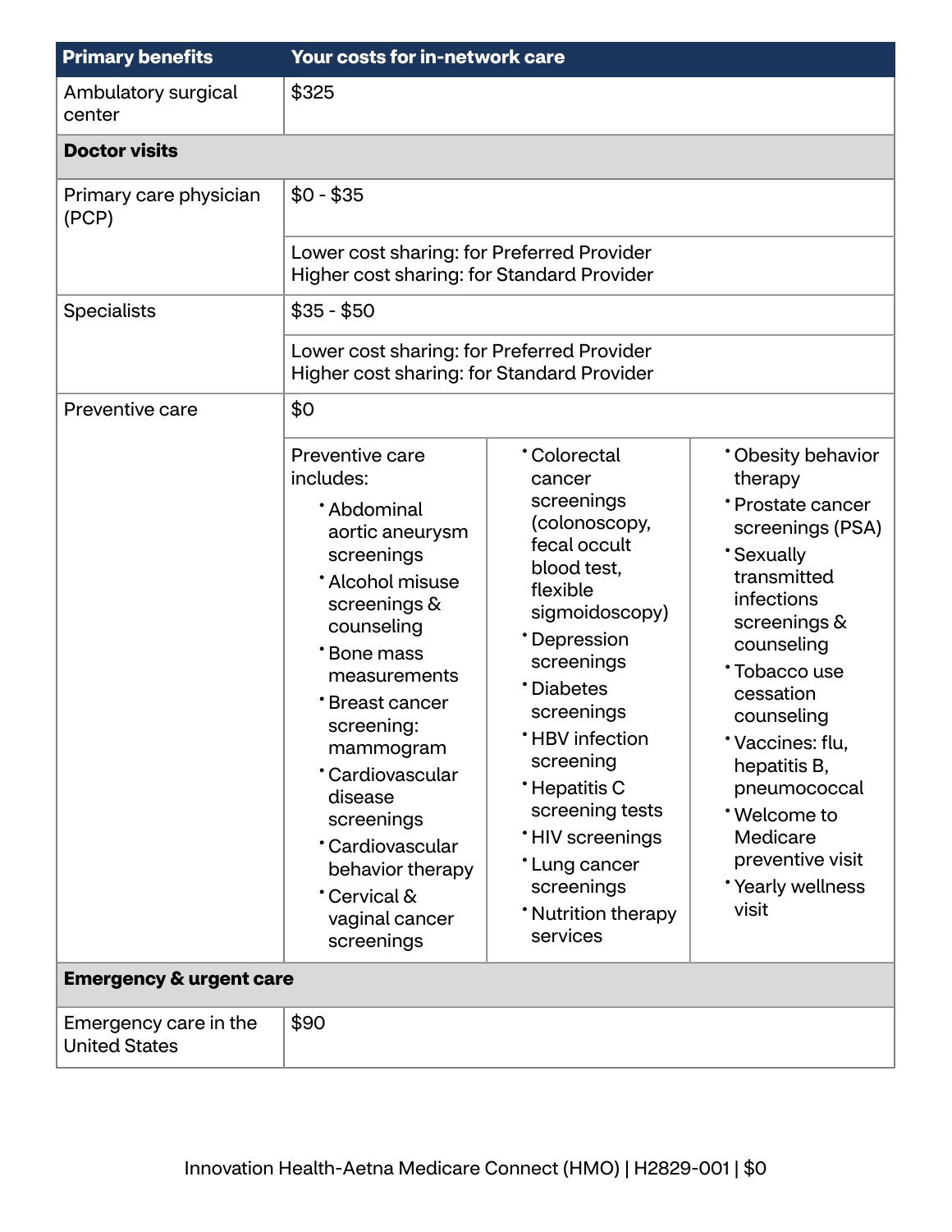| Primary benefits | Your costs for in-network care |
|---|---|
| Ambulatory surgical center | $325 |
| **Doctor visits** | |
| Primary care physician (PCP) | $0 - $35 |
| | Lower cost sharing: for Preferred Provider<br>Higher cost sharing: for Standard Provider |
| Specialists | $35 - $50 |
| | Lower cost sharing: for Preferred Provider<br>Higher cost sharing: for Standard Provider |
| Preventive care | $0 |
| | Preventive care includes:<br>• Abdominal aortic aneurysm screenings<br>• Alcohol misuse screenings & counseling<br>• Bone mass measurements<br>• Breast cancer screening: mammogram<br>• Cardiovascular disease screenings<br>• Cardiovascular behavior therapy<br>• Cervical & vaginal cancer screenings<br>• Colorectal cancer screenings (colonoscopy, fecal occult blood test, flexible sigmoidoscopy)<br>• Depression screenings<br>• Diabetes screenings<br>• HBV infection screening<br>• Hepatitis C screening tests<br>• HIV screenings<br>• Lung cancer screenings<br>• Nutrition therapy services<br>• Obesity behavior therapy<br>• Prostate cancer screenings (PSA)<br>• Sexually transmitted infections screenings & counseling<br>• Tobacco use cessation counseling<br>• Vaccines: flu, hepatitis B, pneumococcal<br>• Welcome to Medicare preventive visit<br>• Yearly wellness visit |
| **Emergency & urgent care** | |
| Emergency care in the United States | $90 |

Innovation Health-Aetna Medicare Connect (HMO) | H2829-001 | $0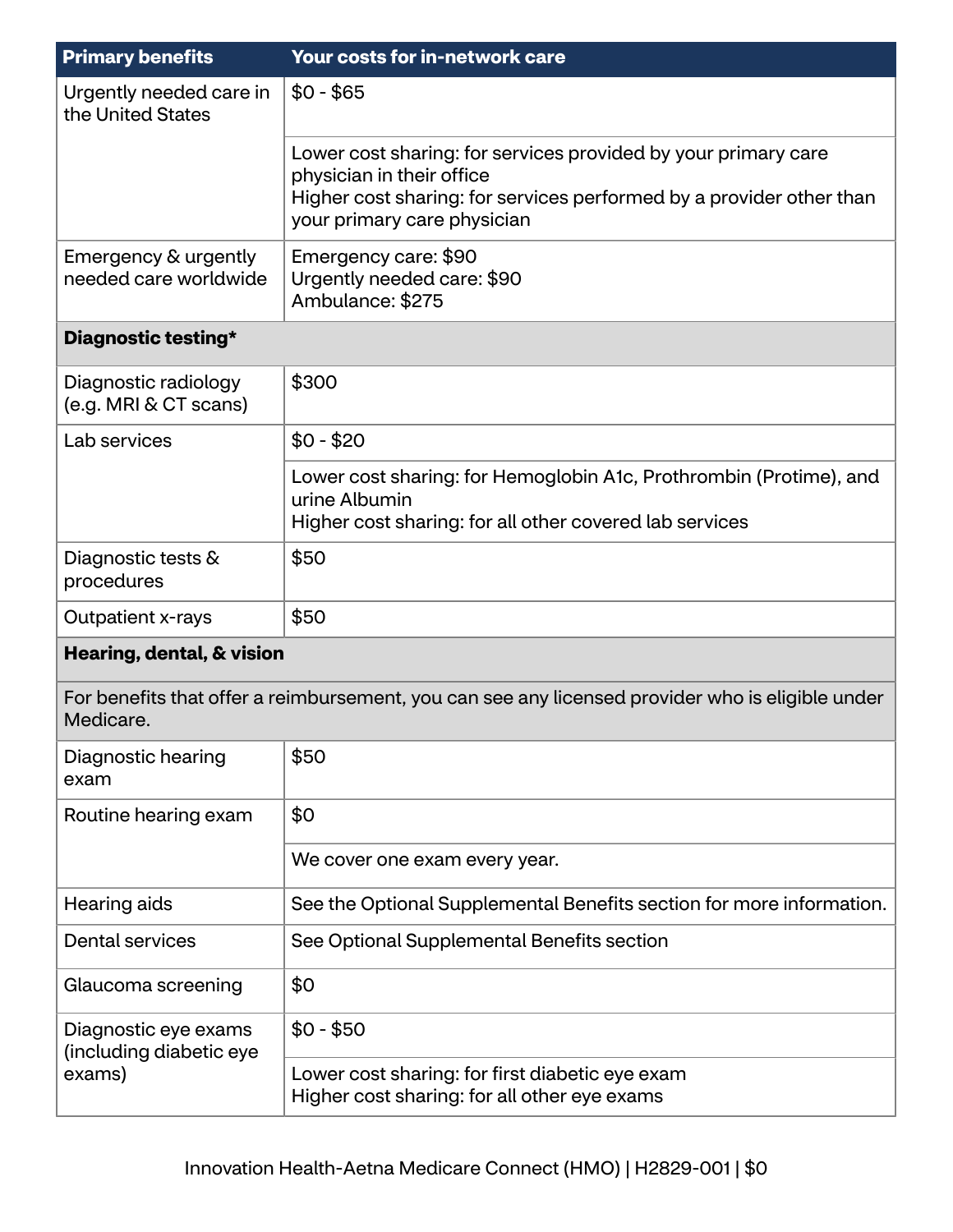| Primary benefits | Your costs for in-network care |
|---|---|
| Urgently needed care in the United States | $0 - $65 |
| | Lower cost sharing: for services provided by your primary care physician in their office<br>Higher cost sharing: for services performed by a provider other than your primary care physician |
| Emergency & urgently needed care worldwide | Emergency care: $90<br>Urgently needed care: $90<br>Ambulance: $275 |
| **Diagnostic testing*** | |
| Diagnostic radiology (e.g. MRI & CT scans) | $300 |
| Lab services | $0 - $20 |
| | Lower cost sharing: for Hemoglobin A1c, Prothrombin (Protime), and urine Albumin<br>Higher cost sharing: for all other covered lab services |
| Diagnostic tests & procedures | $50 |
| Outpatient x-rays | $50 |
| **Hearing, dental, & vision** | |
| For benefits that offer a reimbursement, you can see any licensed provider who is eligible under Medicare. | |
| Diagnostic hearing exam | $50 |
| Routine hearing exam | $0 |
| | We cover one exam every year. |
| Hearing aids | See the Optional Supplemental Benefits section for more information. |
| Dental services | See Optional Supplemental Benefits section |
| Glaucoma screening | $0 |
| Diagnostic eye exams (including diabetic eye exams) | $0 - $50 |
| | Lower cost sharing: for first diabetic eye exam<br>Higher cost sharing: for all other eye exams |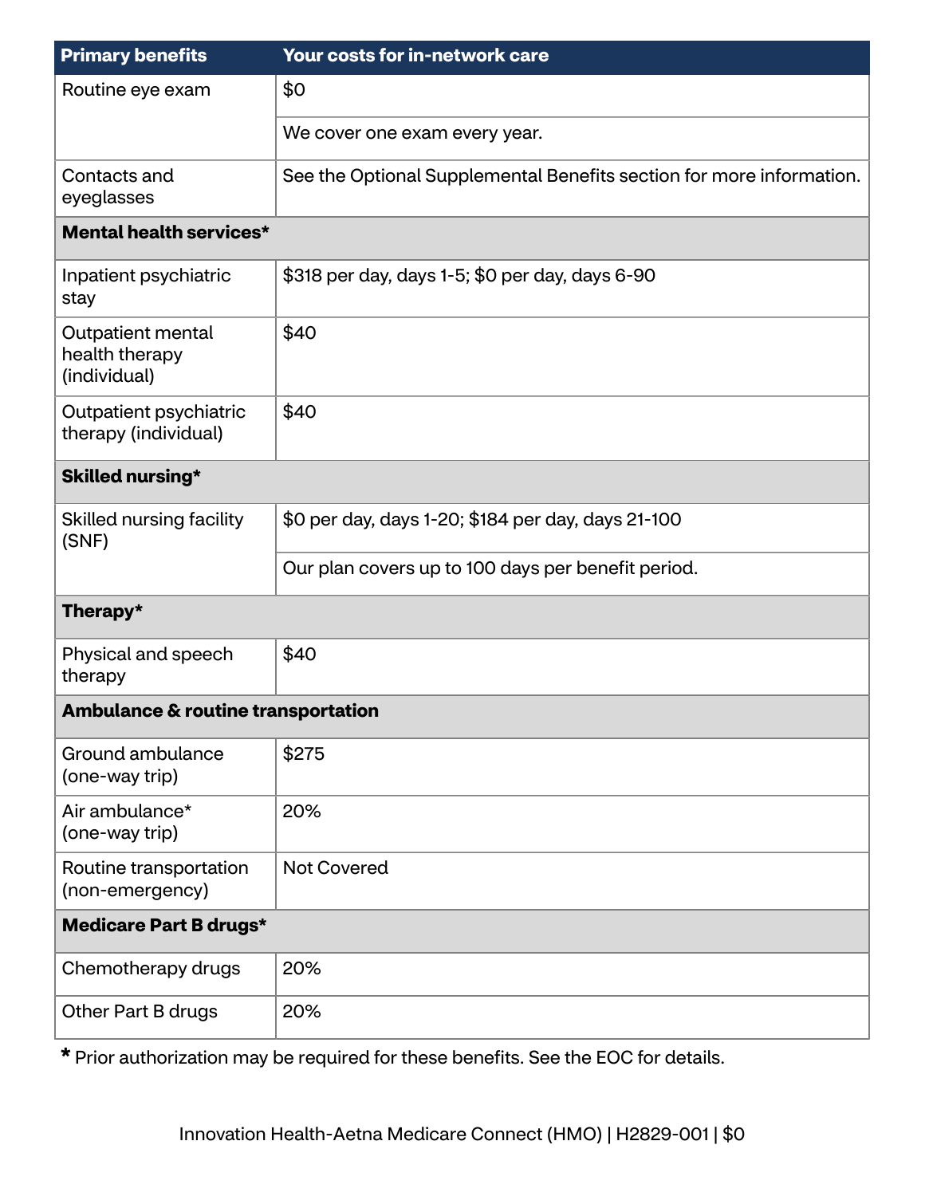| Primary benefits | Your costs for in-network care |
| --- | --- |
| Routine eye exam | $0 |
| | We cover one exam every year. |
| Contacts and eyeglasses | See the Optional Supplemental Benefits section for more information. |
| **Mental health services*** | |
| Inpatient psychiatric stay | $318 per day, days 1-5; $0 per day, days 6-90 |
| Outpatient mental health therapy (individual) | $40 |
| Outpatient psychiatric therapy (individual) | $40 |
| **Skilled nursing*** | |
| Skilled nursing facility (SNF) | $0 per day, days 1-20; $184 per day, days 21-100 |
| | Our plan covers up to 100 days per benefit period. |
| **Therapy*** | |
| Physical and speech therapy | $40 |
| **Ambulance & routine transportation** | |
| Ground ambulance (one-way trip) | $275 |
| Air ambulance* (one-way trip) | 20% |
| Routine transportation (non-emergency) | Not Covered |
| **Medicare Part B drugs*** | |
| Chemotherapy drugs | 20% |
| Other Part B drugs | 20% |

**\*** Prior authorization may be required for these benefits. See the EOC for details.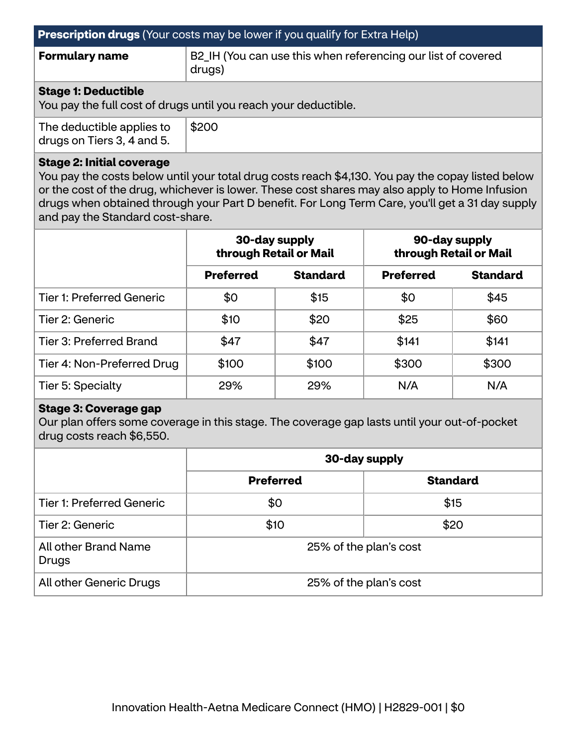| **Prescription drugs** (Your costs may be lower if you qualify for Extra Help) | |
|---|---|
| **Formulary name** | B2_IH (You can use this when referencing our list of covered drugs) |

**Stage 1: Deductible**
You pay the full cost of drugs until you reach your deductible.

| | |
|---|---|
| The deductible applies to drugs on Tiers 3, 4 and 5. | $200 |

**Stage 2: Initial coverage**
You pay the costs below until your total drug costs reach $4,130. You pay the copay listed below or the cost of the drug, whichever is lower. These cost shares may also apply to Home Infusion drugs when obtained through your Part D benefit. For Long Term Care, you'll get a 31 day supply and pay the Standard cost-share.

| | **30-day supply through Retail or Mail** | | **90-day supply through Retail or Mail** | |
|---|---|---|---|---|
| | **Preferred** | **Standard** | **Preferred** | **Standard** |
| Tier 1: Preferred Generic | $0 | $15 | $0 | $45 |
| Tier 2: Generic | $10 | $20 | $25 | $60 |
| Tier 3: Preferred Brand | $47 | $47 | $141 | $141 |
| Tier 4: Non-Preferred Drug | $100 | $100 | $300 | $300 |
| Tier 5: Specialty | 29% | 29% | N/A | N/A |

**Stage 3: Coverage gap**
Our plan offers some coverage in this stage. The coverage gap lasts until your out-of-pocket drug costs reach $6,550.

| | **30-day supply** | |
|---|---|---|
| | **Preferred** | **Standard** |
| Tier 1: Preferred Generic | $0 | $15 |
| Tier 2: Generic | $10 | $20 |
| All other Brand Name Drugs | 25% of the plan's cost | |
| All other Generic Drugs | 25% of the plan's cost | |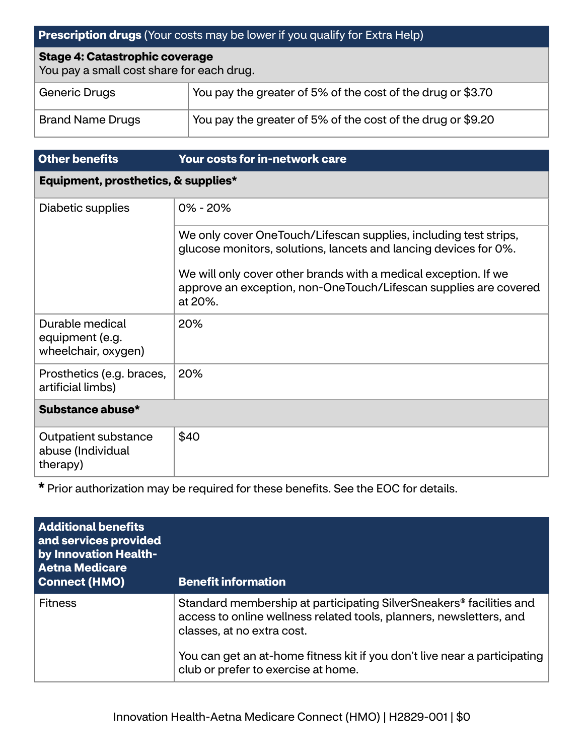| **Prescription drugs** (Your costs may be lower if you qualify for Extra Help) | |
|---|---|
| **Stage 4: Catastrophic coverage**<br>You pay a small cost share for each drug. | |
| Generic Drugs | You pay the greater of 5% of the cost of the drug or $3.70 |
| Brand Name Drugs | You pay the greater of 5% of the cost of the drug or $9.20 |

| **Other benefits** | **Your costs for in-network care** |
|---|---|
| **Equipment, prosthetics, & supplies*** | |
| Diabetic supplies | 0% - 20% |
| | We only cover OneTouch/Lifescan supplies, including test strips, glucose monitors, solutions, lancets and lancing devices for 0%.<br><br>We will only cover other brands with a medical exception. If we approve an exception, non-OneTouch/Lifescan supplies are covered at 20%. |
| Durable medical equipment (e.g. wheelchair, oxygen) | 20% |
| Prosthetics (e.g. braces, artificial limbs) | 20% |
| **Substance abuse*** | |
| Outpatient substance abuse (Individual therapy) | $40 |

**\*** Prior authorization may be required for these benefits. See the EOC for details.

| **Additional benefits and services provided by Innovation Health-Aetna Medicare Connect (HMO)** | **Benefit information** |
|---|---|
| Fitness | Standard membership at participating SilverSneakers® facilities and access to online wellness related tools, planners, newsletters, and classes, at no extra cost.<br><br>You can get an at-home fitness kit if you don't live near a participating club or prefer to exercise at home. |

Innovation Health-Aetna Medicare Connect (HMO) | H2829-001 | $0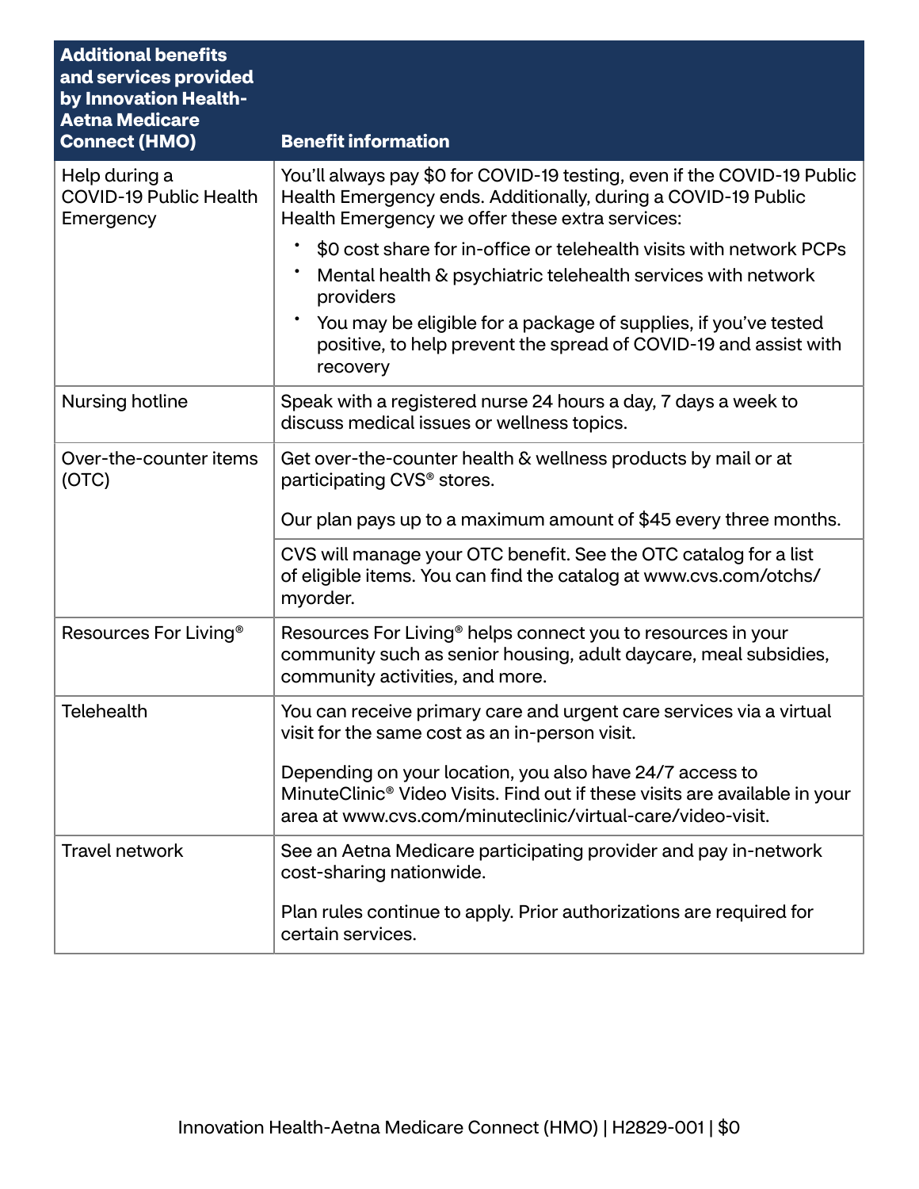| Additional benefits and services provided by Innovation Health-Aetna Medicare Connect (HMO) | Benefit information |
|---|---|
| Help during a COVID-19 Public Health Emergency | You'll always pay $0 for COVID-19 testing, even if the COVID-19 Public Health Emergency ends. Additionally, during a COVID-19 Public Health Emergency we offer these extra services:<br>• $0 cost share for in-office or telehealth visits with network PCPs<br>• Mental health & psychiatric telehealth services with network providers<br>• You may be eligible for a package of supplies, if you've tested positive, to help prevent the spread of COVID-19 and assist with recovery |
| Nursing hotline | Speak with a registered nurse 24 hours a day, 7 days a week to discuss medical issues or wellness topics. |
| Over-the-counter items (OTC) | Get over-the-counter health & wellness products by mail or at participating CVS® stores.<br><br>Our plan pays up to a maximum amount of $45 every three months. |
| | CVS will manage your OTC benefit. See the OTC catalog for a list of eligible items. You can find the catalog at www.cvs.com/otchs/myorder. |
| Resources For Living® | Resources For Living® helps connect you to resources in your community such as senior housing, adult daycare, meal subsidies, community activities, and more. |
| Telehealth | You can receive primary care and urgent care services via a virtual visit for the same cost as an in-person visit.<br><br>Depending on your location, you also have 24/7 access to MinuteClinic® Video Visits. Find out if these visits are available in your area at www.cvs.com/minuteclinic/virtual-care/video-visit. |
| Travel network | See an Aetna Medicare participating provider and pay in-network cost-sharing nationwide.<br><br>Plan rules continue to apply. Prior authorizations are required for certain services. |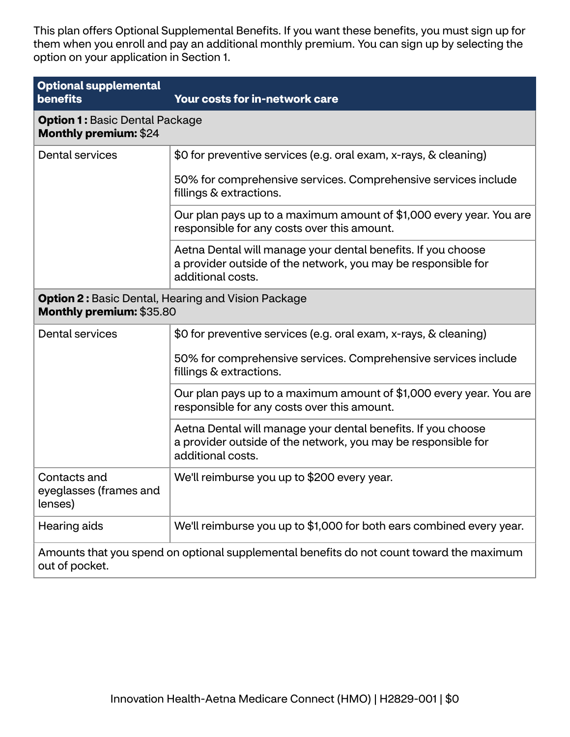This plan offers Optional Supplemental Benefits. If you want these benefits, you must sign up for them when you enroll and pay an additional monthly premium. You can sign up by selecting the option on your application in Section 1.

| Optional supplemental benefits | Your costs for in-network care |
|---|---|
| **Option 1 :** Basic Dental Package<br>**Monthly premium:** $24 | |
| Dental services | $0 for preventive services (e.g. oral exam, x-rays, & cleaning)<br><br>50% for comprehensive services. Comprehensive services include fillings & extractions. |
| | Our plan pays up to a maximum amount of $1,000 every year. You are responsible for any costs over this amount. |
| | Aetna Dental will manage your dental benefits. If you choose a provider outside of the network, you may be responsible for additional costs. |
| **Option 2 :** Basic Dental, Hearing and Vision Package<br>**Monthly premium:** $35.80 | |
| Dental services | $0 for preventive services (e.g. oral exam, x-rays, & cleaning)<br><br>50% for comprehensive services. Comprehensive services include fillings & extractions. |
| | Our plan pays up to a maximum amount of $1,000 every year. You are responsible for any costs over this amount. |
| | Aetna Dental will manage your dental benefits. If you choose a provider outside of the network, you may be responsible for additional costs. |
| Contacts and eyeglasses (frames and lenses) | We'll reimburse you up to $200 every year. |
| Hearing aids | We'll reimburse you up to $1,000 for both ears combined every year. |
| Amounts that you spend on optional supplemental benefits do not count toward the maximum out of pocket. | |

Innovation Health-Aetna Medicare Connect (HMO) | H2829-001 | $0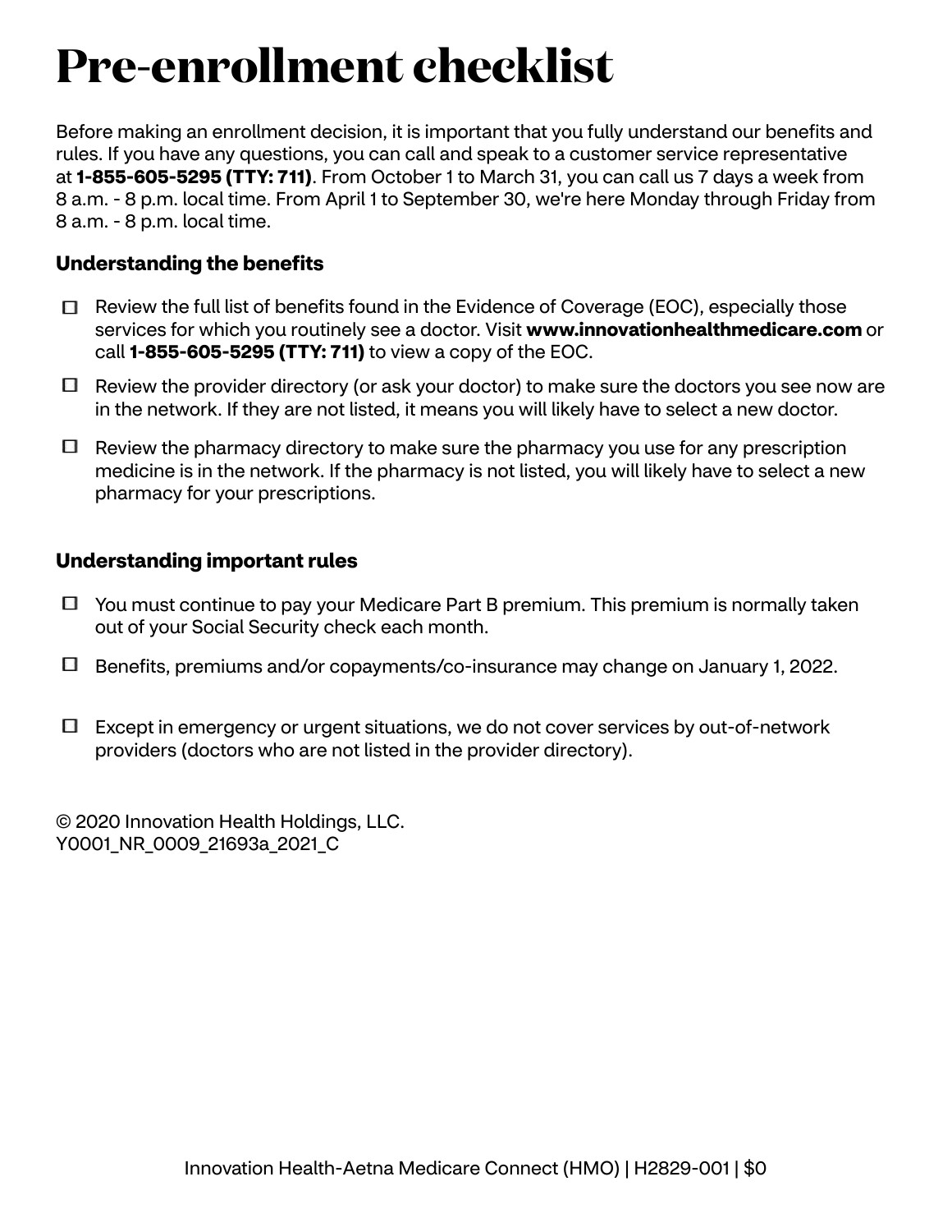# Pre-enrollment checklist

Before making an enrollment decision, it is important that you fully understand our benefits and rules. If you have any questions, you can call and speak to a customer service representative at **1-855-605-5295 (TTY: 711)**. From October 1 to March 31, you can call us 7 days a week from 8 a.m. - 8 p.m. local time. From April 1 to September 30, we're here Monday through Friday from 8 a.m. - 8 p.m. local time.

### Understanding the benefits

- ☐ Review the full list of benefits found in the Evidence of Coverage (EOC), especially those services for which you routinely see a doctor. Visit **www.innovationhealthmedicare.com** or call **1-855-605-5295 (TTY: 711)** to view a copy of the EOC.
- ☐ Review the provider directory (or ask your doctor) to make sure the doctors you see now are in the network. If they are not listed, it means you will likely have to select a new doctor.
- ☐ Review the pharmacy directory to make sure the pharmacy you use for any prescription medicine is in the network. If the pharmacy is not listed, you will likely have to select a new pharmacy for your prescriptions.

### Understanding important rules

- ☐ You must continue to pay your Medicare Part B premium. This premium is normally taken out of your Social Security check each month.
- ☐ Benefits, premiums and/or copayments/co-insurance may change on January 1, 2022.
- ☐ Except in emergency or urgent situations, we do not cover services by out-of-network providers (doctors who are not listed in the provider directory).

© 2020 Innovation Health Holdings, LLC.
Y0001_NR_0009_21693a_2021_C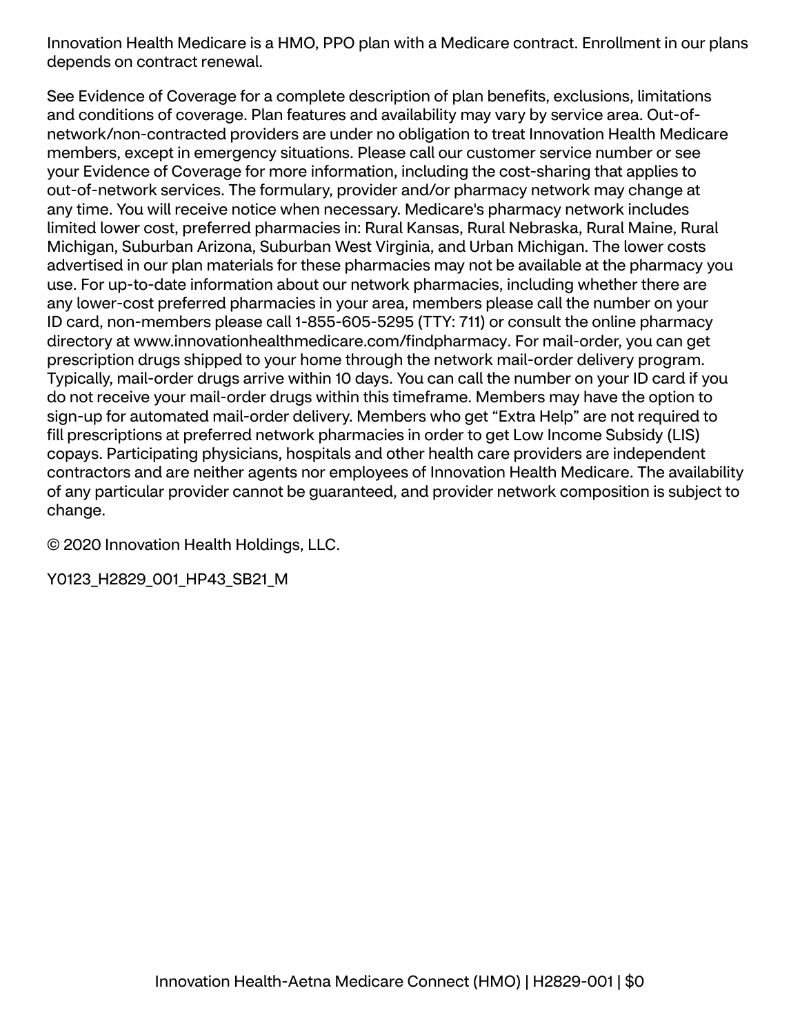Innovation Health Medicare is a HMO, PPO plan with a Medicare contract. Enrollment in our plans depends on contract renewal.

See Evidence of Coverage for a complete description of plan benefits, exclusions, limitations and conditions of coverage. Plan features and availability may vary by service area. Out-of-network/non-contracted providers are under no obligation to treat Innovation Health Medicare members, except in emergency situations. Please call our customer service number or see your Evidence of Coverage for more information, including the cost-sharing that applies to out-of-network services. The formulary, provider and/or pharmacy network may change at any time. You will receive notice when necessary. Medicare's pharmacy network includes limited lower cost, preferred pharmacies in: Rural Kansas, Rural Nebraska, Rural Maine, Rural Michigan, Suburban Arizona, Suburban West Virginia, and Urban Michigan. The lower costs advertised in our plan materials for these pharmacies may not be available at the pharmacy you use. For up-to-date information about our network pharmacies, including whether there are any lower-cost preferred pharmacies in your area, members please call the number on your ID card, non-members please call 1-855-605-5295 (TTY: 711) or consult the online pharmacy directory at www.innovationhealthmedicare.com/findpharmacy. For mail-order, you can get prescription drugs shipped to your home through the network mail-order delivery program. Typically, mail-order drugs arrive within 10 days. You can call the number on your ID card if you do not receive your mail-order drugs within this timeframe. Members may have the option to sign-up for automated mail-order delivery. Members who get “Extra Help” are not required to fill prescriptions at preferred network pharmacies in order to get Low Income Subsidy (LIS) copays. Participating physicians, hospitals and other health care providers are independent contractors and are neither agents nor employees of Innovation Health Medicare. The availability of any particular provider cannot be guaranteed, and provider network composition is subject to change.

© 2020 Innovation Health Holdings, LLC.

Y0123_H2829_001_HP43_SB21_M